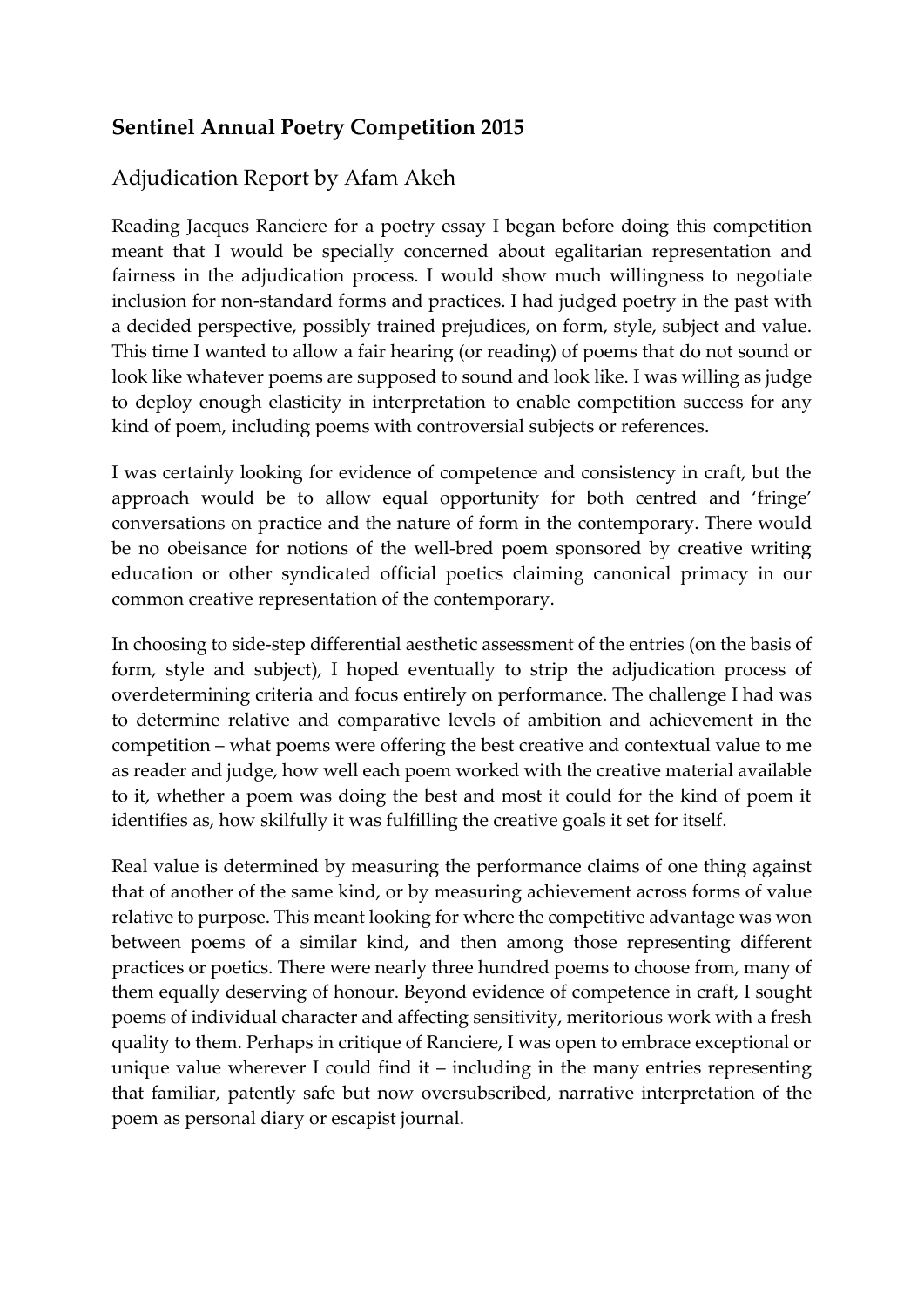# Sentinel Annual Poetry Competition 2015

## Adjudication Report by Afam Akeh

Reading Jacques Ranciere for a poetry essay I began before doing this competition meant that I would be specially concerned about egalitarian representation and fairness in the adjudication process. I would show much willingness to negotiate inclusion for non-standard forms and practices. I had judged poetry in the past with a decided perspective, possibly trained prejudices, on form, style, subject and value. This time I wanted to allow a fair hearing (or reading) of poems that do not sound or look like whatever poems are supposed to sound and look like. I was willing as judge to deploy enough elasticity in interpretation to enable competition success for any kind of poem, including poems with controversial subjects or references.

I was certainly looking for evidence of competence and consistency in craft, but the approach would be to allow equal opportunity for both centred and 'fringe' conversations on practice and the nature of form in the contemporary. There would be no obeisance for notions of the well-bred poem sponsored by creative writing education or other syndicated official poetics claiming canonical primacy in our common creative representation of the contemporary.

In choosing to side-step differential aesthetic assessment of the entries (on the basis of form, style and subject), I hoped eventually to strip the adjudication process of overdetermining criteria and focus entirely on performance. The challenge I had was to determine relative and comparative levels of ambition and achievement in the competition – what poems were offering the best creative and contextual value to me as reader and judge, how well each poem worked with the creative material available to it, whether a poem was doing the best and most it could for the kind of poem it identifies as, how skilfully it was fulfilling the creative goals it set for itself.

Real value is determined by measuring the performance claims of one thing against that of another of the same kind, or by measuring achievement across forms of value relative to purpose. This meant looking for where the competitive advantage was won between poems of a similar kind, and then among those representing different practices or poetics. There were nearly three hundred poems to choose from, many of them equally deserving of honour. Beyond evidence of competence in craft, I sought poems of individual character and affecting sensitivity, meritorious work with a fresh quality to them. Perhaps in critique of Ranciere, I was open to embrace exceptional or unique value wherever I could find it – including in the many entries representing that familiar, patently safe but now oversubscribed, narrative interpretation of the poem as personal diary or escapist journal.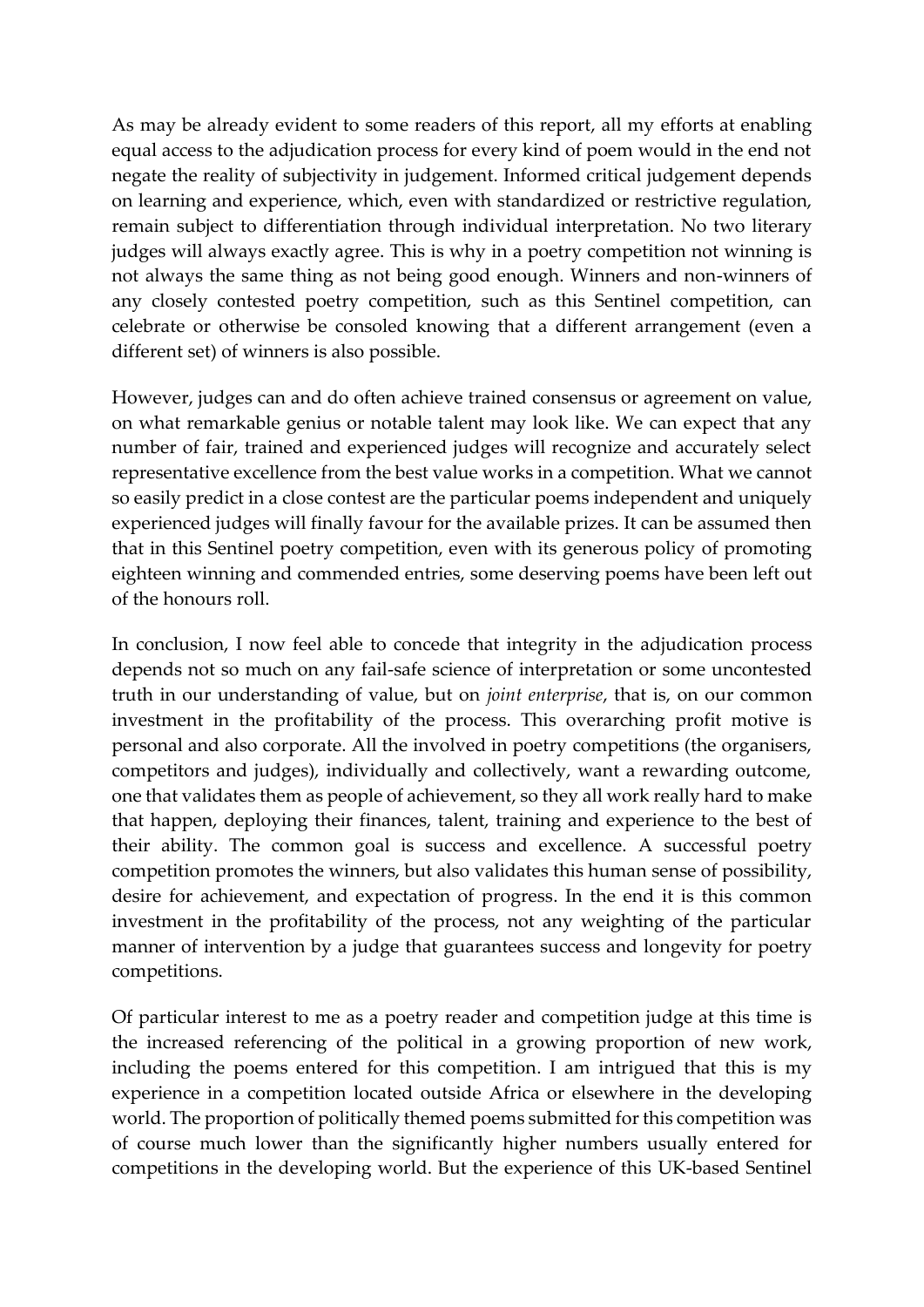As may be already evident to some readers of this report, all my efforts at enabling equal access to the adjudication process for every kind of poem would in the end not negate the reality of subjectivity in judgement. Informed critical judgement depends on learning and experience, which, even with standardized or restrictive regulation, remain subject to differentiation through individual interpretation. No two literary judges will always exactly agree. This is why in a poetry competition not winning is not always the same thing as not being good enough. Winners and non-winners of any closely contested poetry competition, such as this Sentinel competition, can celebrate or otherwise be consoled knowing that a different arrangement (even a different set) of winners is also possible.

However, judges can and do often achieve trained consensus or agreement on value, on what remarkable genius or notable talent may look like. We can expect that any number of fair, trained and experienced judges will recognize and accurately select representative excellence from the best value works in a competition. What we cannot so easily predict in a close contest are the particular poems independent and uniquely experienced judges will finally favour for the available prizes. It can be assumed then that in this Sentinel poetry competition, even with its generous policy of promoting eighteen winning and commended entries, some deserving poems have been left out of the honours roll.

In conclusion, I now feel able to concede that integrity in the adjudication process depends not so much on any fail-safe science of interpretation or some uncontested truth in our understanding of value, but on *joint enterprise*, that is, on our common investment in the profitability of the process. This overarching profit motive is personal and also corporate. All the involved in poetry competitions (the organisers, competitors and judges), individually and collectively, want a rewarding outcome, one that validates them as people of achievement, so they all work really hard to make that happen, deploying their finances, talent, training and experience to the best of their ability. The common goal is success and excellence. A successful poetry competition promotes the winners, but also validates this human sense of possibility, desire for achievement, and expectation of progress. In the end it is this common investment in the profitability of the process, not any weighting of the particular manner of intervention by a judge that guarantees success and longevity for poetry competitions.

Of particular interest to me as a poetry reader and competition judge at this time is the increased referencing of the political in a growing proportion of new work, including the poems entered for this competition. I am intrigued that this is my experience in a competition located outside Africa or elsewhere in the developing world. The proportion of politically themed poems submitted for this competition was of course much lower than the significantly higher numbers usually entered for competitions in the developing world. But the experience of this UK-based Sentinel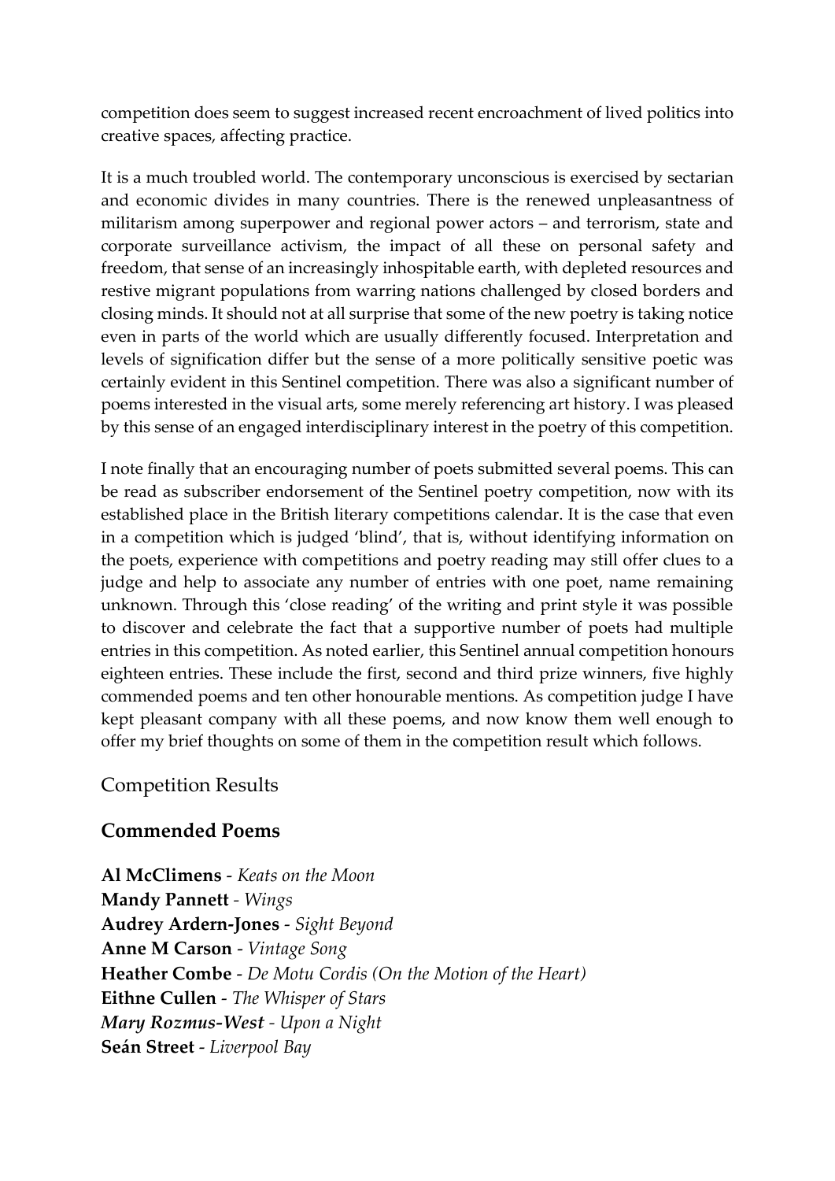competition does seem to suggest increased recent encroachment of lived politics into creative spaces, affecting practice.

It is a much troubled world. The contemporary unconscious is exercised by sectarian and economic divides in many countries. There is the renewed unpleasantness of militarism among superpower and regional power actors – and terrorism, state and corporate surveillance activism, the impact of all these on personal safety and freedom, that sense of an increasingly inhospitable earth, with depleted resources and restive migrant populations from warring nations challenged by closed borders and closing minds. It should not at all surprise that some of the new poetry is taking notice even in parts of the world which are usually differently focused. Interpretation and levels of signification differ but the sense of a more politically sensitive poetic was certainly evident in this Sentinel competition. There was also a significant number of poems interested in the visual arts, some merely referencing art history. I was pleased by this sense of an engaged interdisciplinary interest in the poetry of this competition.

I note finally that an encouraging number of poets submitted several poems. This can be read as subscriber endorsement of the Sentinel poetry competition, now with its established place in the British literary competitions calendar. It is the case that even in a competition which is judged 'blind', that is, without identifying information on the poets, experience with competitions and poetry reading may still offer clues to a judge and help to associate any number of entries with one poet, name remaining unknown. Through this 'close reading' of the writing and print style it was possible to discover and celebrate the fact that a supportive number of poets had multiple entries in this competition. As noted earlier, this Sentinel annual competition honours eighteen entries. These include the first, second and third prize winners, five highly commended poems and ten other honourable mentions. As competition judge I have kept pleasant company with all these poems, and now know them well enough to offer my brief thoughts on some of them in the competition result which follows.

## Competition Results

### Commended Poems

**Al McClimens** - *Keats on the Moon*
**Mandy Pannett** - *Wings*
**Audrey Ardern-Jones** - *Sight Beyond*
**Anne M Carson** - *Vintage Song*
**Heather Combe** - *De Motu Cordis (On the Motion of the Heart)*
**Eithne Cullen** - *The Whisper of Stars*
***Mary Rozmus-West*** - *Upon a Night*
**Seán Street** - *Liverpool Bay*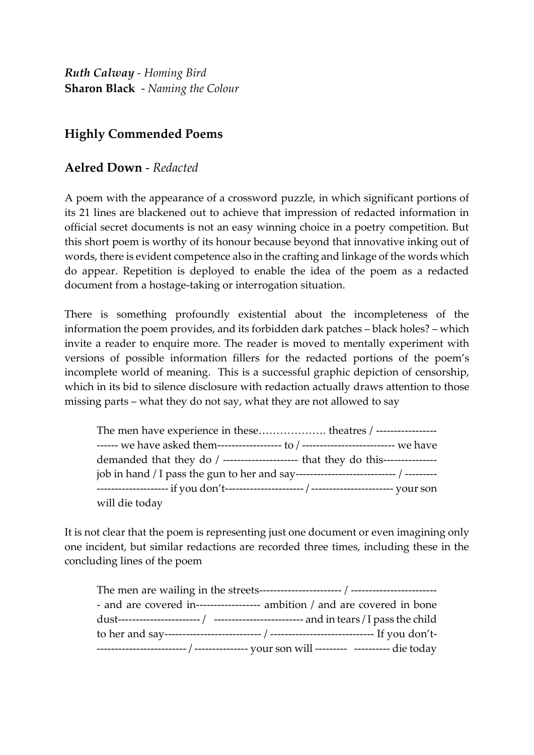***Ruth Calway*** - *Homing Bird*
**Sharon Black** - *Naming the Colour*

## Highly Commended Poems

## Aelred Down - *Redacted*

A poem with the appearance of a crossword puzzle, in which significant portions of its 21 lines are blackened out to achieve that impression of redacted information in official secret documents is not an easy winning choice in a poetry competition. But this short poem is worthy of its honour because beyond that innovative inking out of words, there is evident competence also in the crafting and linkage of the words which do appear. Repetition is deployed to enable the idea of the poem as a redacted document from a hostage-taking or interrogation situation.

There is something profoundly existential about the incompleteness of the information the poem provides, and its forbidden dark patches – black holes? – which invite a reader to enquire more. The reader is moved to mentally experiment with versions of possible information fillers for the redacted portions of the poem's incomplete world of meaning. This is a successful graphic depiction of censorship, which in its bid to silence disclosure with redaction actually draws attention to those missing parts – what they do not say, what they are not allowed to say

> The men have experience in these………………. theatres / ----------------------- we have asked them------------------ to / -------------------------- we have demanded that they do / --------------------- that they do this--------------- job in hand / I pass the gun to her and say---------------------------- / ----------------------------- if you don't---------------------- / ----------------------- your son will die today

It is not clear that the poem is representing just one document or even imagining only one incident, but similar redactions are recorded three times, including these in the concluding lines of the poem

> The men are wailing in the streets----------------------- / ------------------------- and are covered in------------------ ambition / and are covered in bone dust----------------------- / ------------------------- and in tears / I pass the child to her and say--------------------------- / ----------------------------- If you don't------------------------- / -------------- your son will --------- ---------- die today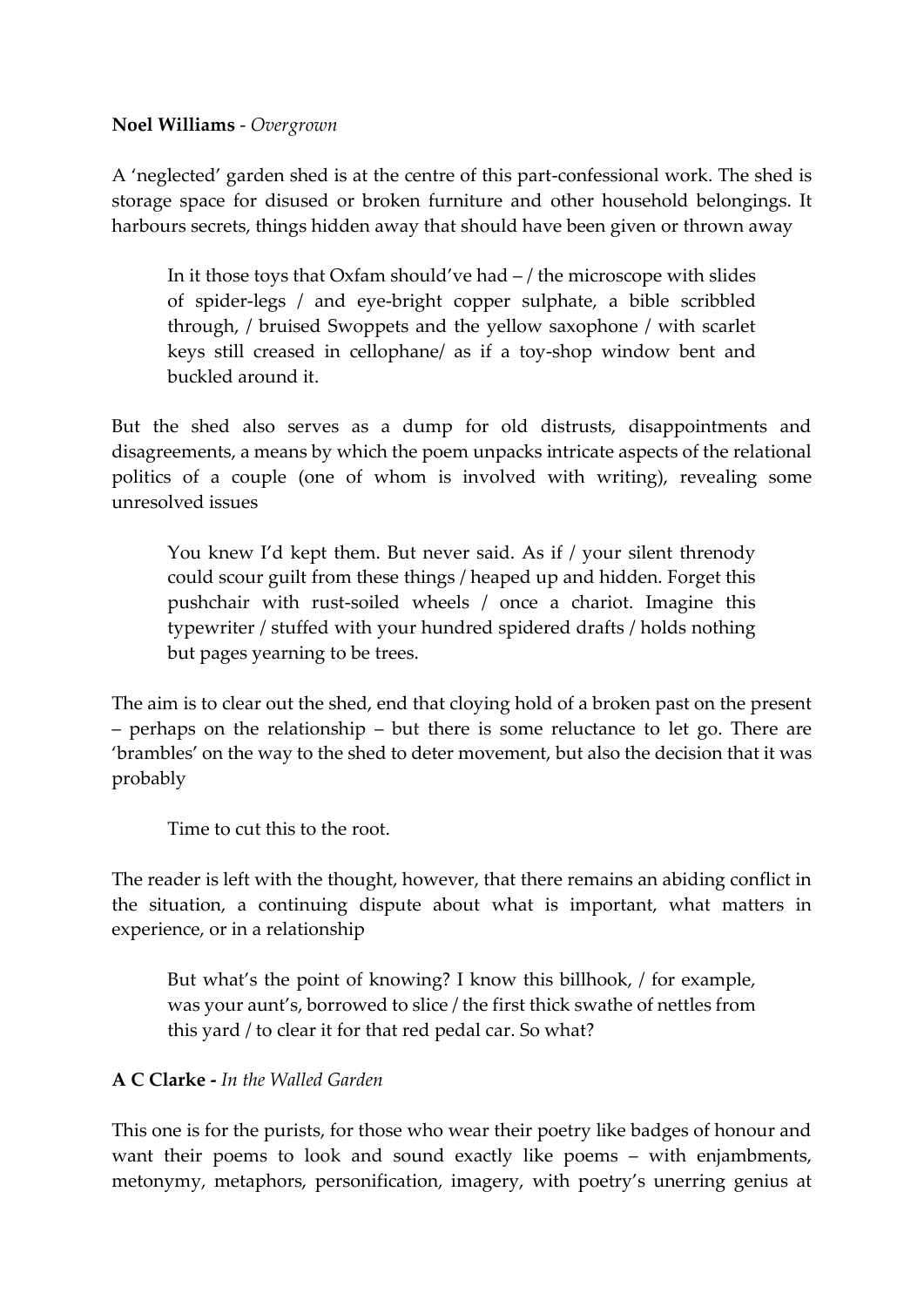**Noel Williams** - *Overgrown*

A 'neglected' garden shed is at the centre of this part-confessional work. The shed is storage space for disused or broken furniture and other household belongings. It harbours secrets, things hidden away that should have been given or thrown away

> In it those toys that Oxfam should've had – / the microscope with slides of spider-legs / and eye-bright copper sulphate, a bible scribbled through, / bruised Swoppets and the yellow saxophone / with scarlet keys still creased in cellophane/ as if a toy-shop window bent and buckled around it.

But the shed also serves as a dump for old distrusts, disappointments and disagreements, a means by which the poem unpacks intricate aspects of the relational politics of a couple (one of whom is involved with writing), revealing some unresolved issues

> You knew I'd kept them. But never said. As if / your silent threnody could scour guilt from these things / heaped up and hidden. Forget this pushchair with rust-soiled wheels / once a chariot. Imagine this typewriter / stuffed with your hundred spidered drafts / holds nothing but pages yearning to be trees.

The aim is to clear out the shed, end that cloying hold of a broken past on the present – perhaps on the relationship – but there is some reluctance to let go. There are 'brambles' on the way to the shed to deter movement, but also the decision that it was probably

> Time to cut this to the root.

The reader is left with the thought, however, that there remains an abiding conflict in the situation, a continuing dispute about what is important, what matters in experience, or in a relationship

> But what's the point of knowing? I know this billhook, / for example, was your aunt's, borrowed to slice / the first thick swathe of nettles from this yard / to clear it for that red pedal car. So what?

**A C Clarke -** *In the Walled Garden*

This one is for the purists, for those who wear their poetry like badges of honour and want their poems to look and sound exactly like poems – with enjambments, metonymy, metaphors, personification, imagery, with poetry's unerring genius at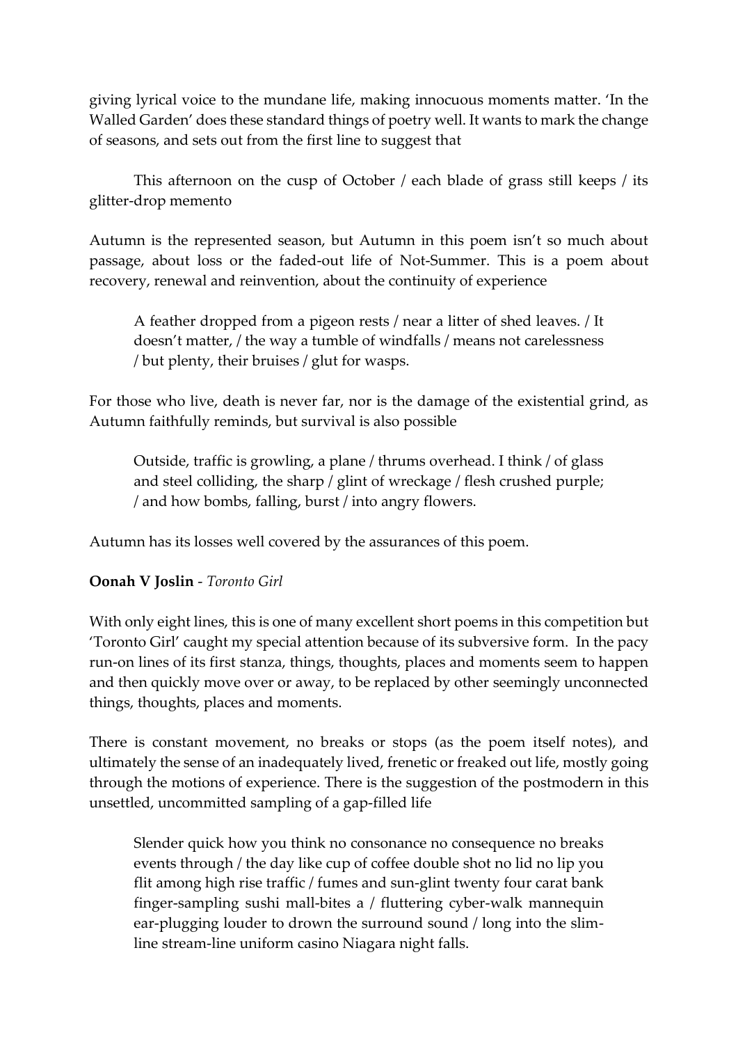giving lyrical voice to the mundane life, making innocuous moments matter. 'In the Walled Garden' does these standard things of poetry well. It wants to mark the change of seasons, and sets out from the first line to suggest that

> This afternoon on the cusp of October / each blade of grass still keeps / its glitter-drop memento

Autumn is the represented season, but Autumn in this poem isn't so much about passage, about loss or the faded-out life of Not-Summer. This is a poem about recovery, renewal and reinvention, about the continuity of experience

> A feather dropped from a pigeon rests / near a litter of shed leaves. / It doesn't matter, / the way a tumble of windfalls / means not carelessness / but plenty, their bruises / glut for wasps.

For those who live, death is never far, nor is the damage of the existential grind, as Autumn faithfully reminds, but survival is also possible

> Outside, traffic is growling, a plane / thrums overhead. I think / of glass and steel colliding, the sharp / glint of wreckage / flesh crushed purple; / and how bombs, falling, burst / into angry flowers.

Autumn has its losses well covered by the assurances of this poem.

**Oonah V Joslin** - *Toronto Girl*

With only eight lines, this is one of many excellent short poems in this competition but 'Toronto Girl' caught my special attention because of its subversive form. In the pacy run-on lines of its first stanza, things, thoughts, places and moments seem to happen and then quickly move over or away, to be replaced by other seemingly unconnected things, thoughts, places and moments.

There is constant movement, no breaks or stops (as the poem itself notes), and ultimately the sense of an inadequately lived, frenetic or freaked out life, mostly going through the motions of experience. There is the suggestion of the postmodern in this unsettled, uncommitted sampling of a gap-filled life

> Slender quick how you think no consonance no consequence no breaks events through / the day like cup of coffee double shot no lid no lip you flit among high rise traffic / fumes and sun-glint twenty four carat bank finger-sampling sushi mall-bites a / fluttering cyber-walk mannequin ear-plugging louder to drown the surround sound / long into the slim-line stream-line uniform casino Niagara night falls.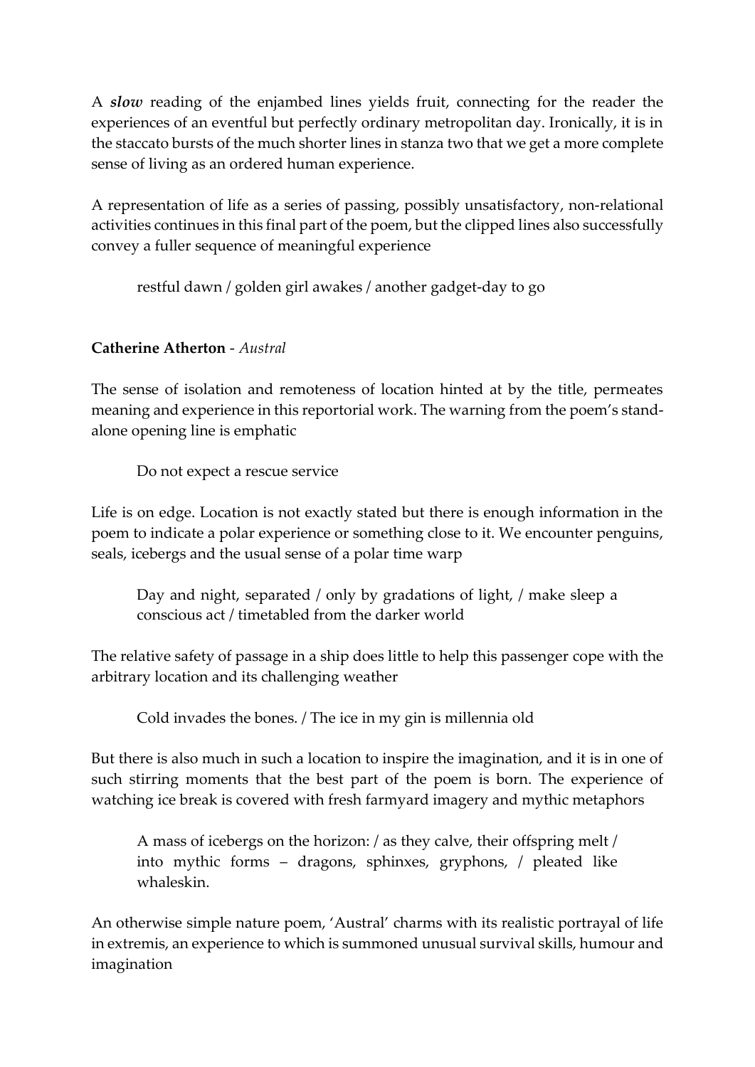A ***slow*** reading of the enjambed lines yields fruit, connecting for the reader the experiences of an eventful but perfectly ordinary metropolitan day. Ironically, it is in the staccato bursts of the much shorter lines in stanza two that we get a more complete sense of living as an ordered human experience.

A representation of life as a series of passing, possibly unsatisfactory, non-relational activities continues in this final part of the poem, but the clipped lines also successfully convey a fuller sequence of meaningful experience

> restful dawn / golden girl awakes / another gadget-day to go

**Catherine Atherton** - *Austral*

The sense of isolation and remoteness of location hinted at by the title, permeates meaning and experience in this reportorial work. The warning from the poem's stand-alone opening line is emphatic

> Do not expect a rescue service

Life is on edge. Location is not exactly stated but there is enough information in the poem to indicate a polar experience or something close to it. We encounter penguins, seals, icebergs and the usual sense of a polar time warp

> Day and night, separated / only by gradations of light, / make sleep a conscious act / timetabled from the darker world

The relative safety of passage in a ship does little to help this passenger cope with the arbitrary location and its challenging weather

> Cold invades the bones. / The ice in my gin is millennia old

But there is also much in such a location to inspire the imagination, and it is in one of such stirring moments that the best part of the poem is born. The experience of watching ice break is covered with fresh farmyard imagery and mythic metaphors

> A mass of icebergs on the horizon: / as they calve, their offspring melt / into mythic forms – dragons, sphinxes, gryphons, / pleated like whaleskin.

An otherwise simple nature poem, 'Austral' charms with its realistic portrayal of life in extremis, an experience to which is summoned unusual survival skills, humour and imagination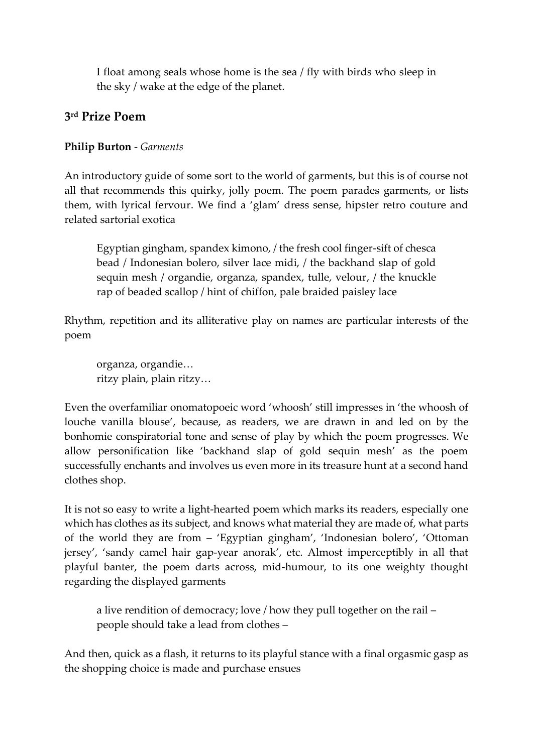> I float among seals whose home is the sea / fly with birds who sleep in the sky / wake at the edge of the planet.

## 3rd Prize Poem

**Philip Burton** - *Garments*

An introductory guide of some sort to the world of garments, but this is of course not all that recommends this quirky, jolly poem. The poem parades garments, or lists them, with lyrical fervour. We find a 'glam' dress sense, hipster retro couture and related sartorial exotica

> Egyptian gingham, spandex kimono, / the fresh cool finger-sift of chesca bead / Indonesian bolero, silver lace midi, / the backhand slap of gold sequin mesh / organdie, organza, spandex, tulle, velour, / the knuckle rap of beaded scallop / hint of chiffon, pale braided paisley lace

Rhythm, repetition and its alliterative play on names are particular interests of the poem

> organza, organdie…
> ritzy plain, plain ritzy…

Even the overfamiliar onomatopoeic word 'whoosh' still impresses in 'the whoosh of louche vanilla blouse', because, as readers, we are drawn in and led on by the bonhomie conspiratorial tone and sense of play by which the poem progresses. We allow personification like 'backhand slap of gold sequin mesh' as the poem successfully enchants and involves us even more in its treasure hunt at a second hand clothes shop.

It is not so easy to write a light-hearted poem which marks its readers, especially one which has clothes as its subject, and knows what material they are made of, what parts of the world they are from – 'Egyptian gingham', 'Indonesian bolero', 'Ottoman jersey', 'sandy camel hair gap-year anorak', etc. Almost imperceptibly in all that playful banter, the poem darts across, mid-humour, to its one weighty thought regarding the displayed garments

> a live rendition of democracy; love / how they pull together on the rail –
> people should take a lead from clothes –

And then, quick as a flash, it returns to its playful stance with a final orgasmic gasp as the shopping choice is made and purchase ensues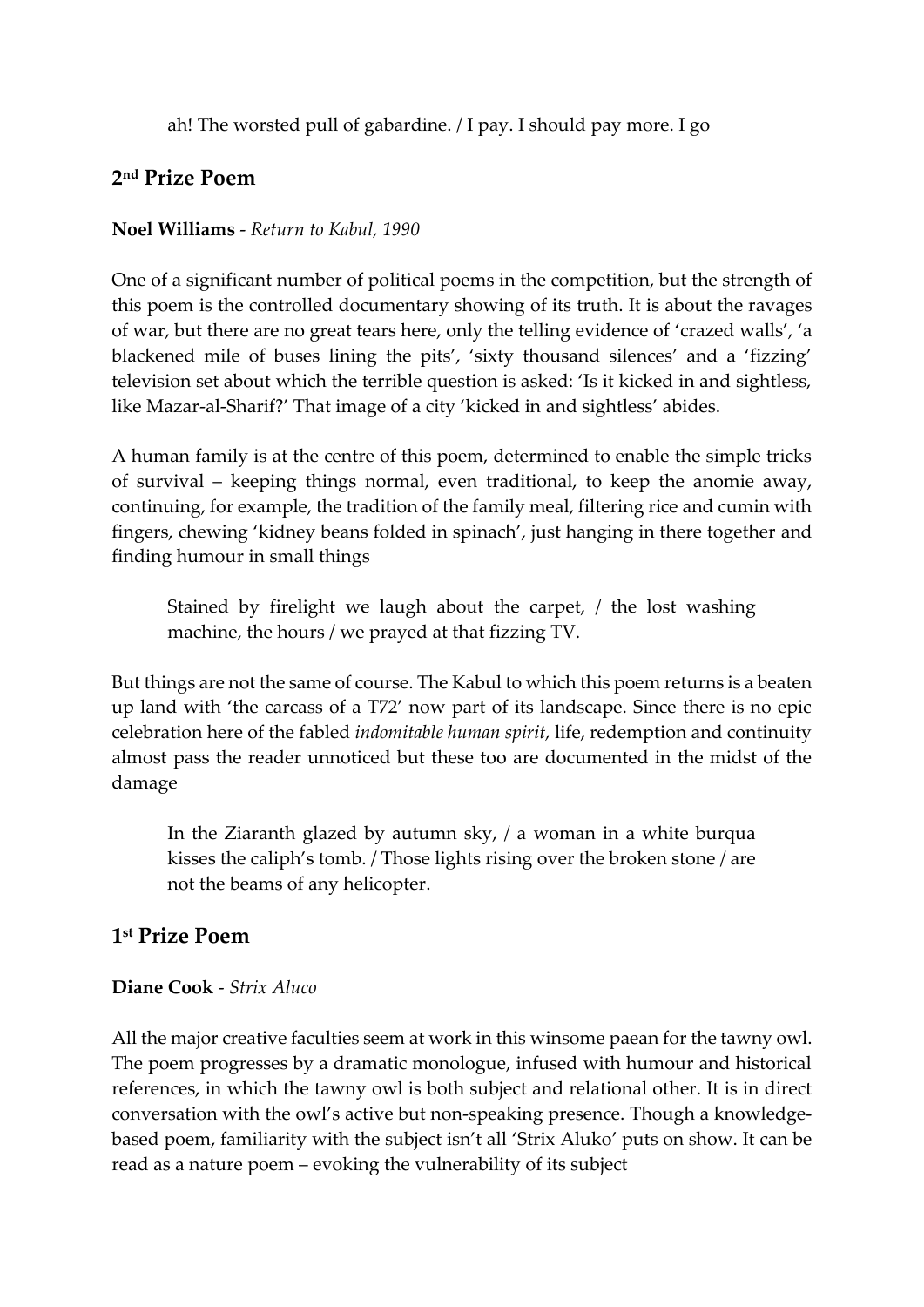> ah! The worsted pull of gabardine. / I pay. I should pay more. I go

## 2nd Prize Poem

**Noel Williams** - *Return to Kabul, 1990*

One of a significant number of political poems in the competition, but the strength of this poem is the controlled documentary showing of its truth. It is about the ravages of war, but there are no great tears here, only the telling evidence of 'crazed walls', 'a blackened mile of buses lining the pits', 'sixty thousand silences' and a 'fizzing' television set about which the terrible question is asked: 'Is it kicked in and sightless, like Mazar-al-Sharif?' That image of a city 'kicked in and sightless' abides.

A human family is at the centre of this poem, determined to enable the simple tricks of survival – keeping things normal, even traditional, to keep the anomie away, continuing, for example, the tradition of the family meal, filtering rice and cumin with fingers, chewing 'kidney beans folded in spinach', just hanging in there together and finding humour in small things

> Stained by firelight we laugh about the carpet, / the lost washing machine, the hours / we prayed at that fizzing TV.

But things are not the same of course. The Kabul to which this poem returns is a beaten up land with 'the carcass of a T72' now part of its landscape. Since there is no epic celebration here of the fabled *indomitable human spirit,* life, redemption and continuity almost pass the reader unnoticed but these too are documented in the midst of the damage

> In the Ziaranth glazed by autumn sky, / a woman in a white burqua kisses the caliph's tomb. / Those lights rising over the broken stone / are not the beams of any helicopter.

## 1st Prize Poem

**Diane Cook** - *Strix Aluco*

All the major creative faculties seem at work in this winsome paean for the tawny owl. The poem progresses by a dramatic monologue, infused with humour and historical references, in which the tawny owl is both subject and relational other. It is in direct conversation with the owl's active but non-speaking presence. Though a knowledge-based poem, familiarity with the subject isn't all 'Strix Aluko' puts on show. It can be read as a nature poem – evoking the vulnerability of its subject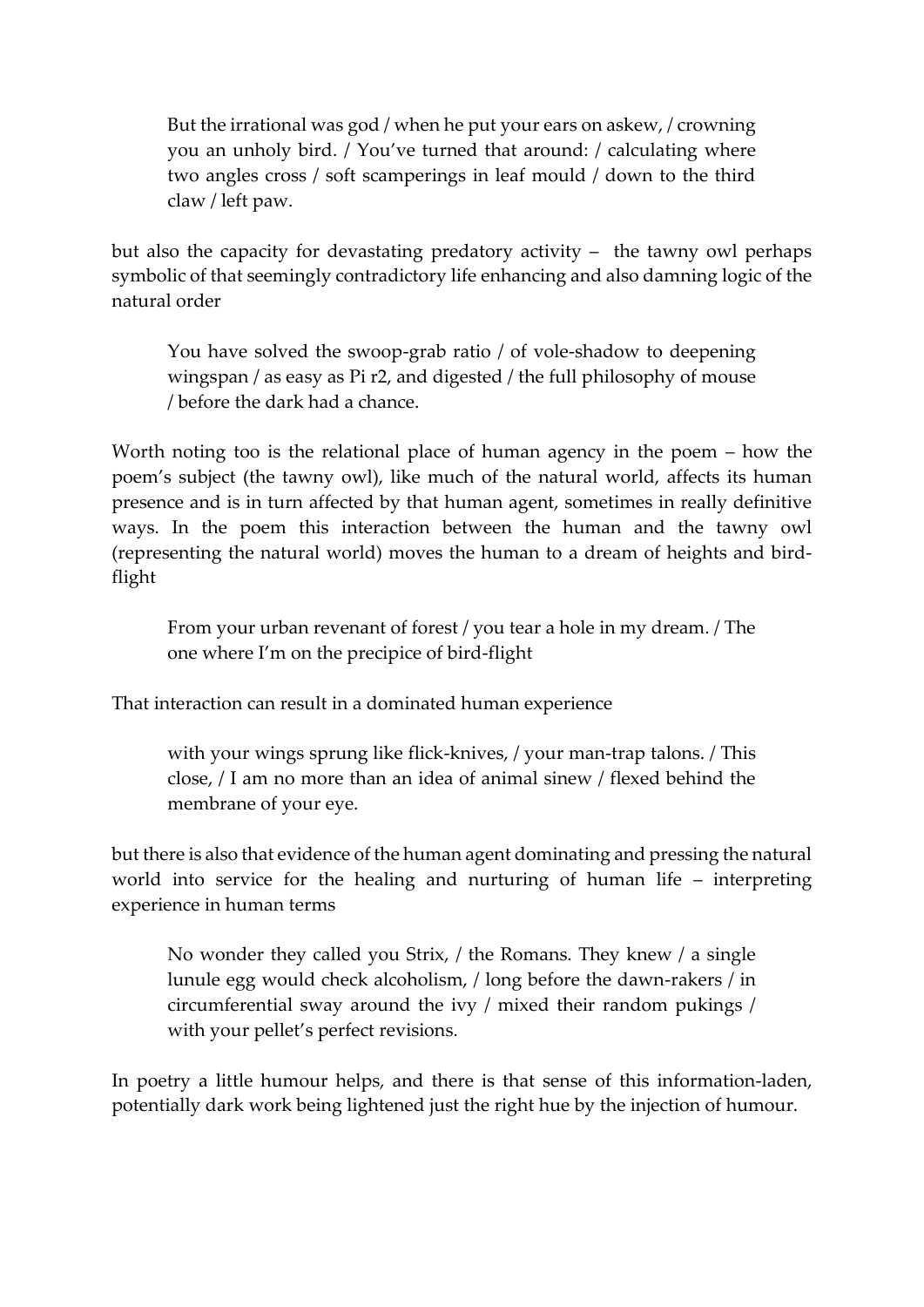> But the irrational was god / when he put your ears on askew, / crowning you an unholy bird. / You've turned that around: / calculating where two angles cross / soft scamperings in leaf mould / down to the third claw / left paw.

but also the capacity for devastating predatory activity – the tawny owl perhaps symbolic of that seemingly contradictory life enhancing and also damning logic of the natural order

> You have solved the swoop-grab ratio / of vole-shadow to deepening wingspan / as easy as Pi r2, and digested / the full philosophy of mouse / before the dark had a chance.

Worth noting too is the relational place of human agency in the poem – how the poem's subject (the tawny owl), like much of the natural world, affects its human presence and is in turn affected by that human agent, sometimes in really definitive ways. In the poem this interaction between the human and the tawny owl (representing the natural world) moves the human to a dream of heights and bird-flight

> From your urban revenant of forest / you tear a hole in my dream. / The one where I'm on the precipice of bird-flight

That interaction can result in a dominated human experience

> with your wings sprung like flick-knives, / your man-trap talons. / This close, / I am no more than an idea of animal sinew / flexed behind the membrane of your eye.

but there is also that evidence of the human agent dominating and pressing the natural world into service for the healing and nurturing of human life – interpreting experience in human terms

> No wonder they called you Strix, / the Romans. They knew / a single lunule egg would check alcoholism, / long before the dawn-rakers / in circumferential sway around the ivy / mixed their random pukings / with your pellet's perfect revisions.

In poetry a little humour helps, and there is that sense of this information-laden, potentially dark work being lightened just the right hue by the injection of humour.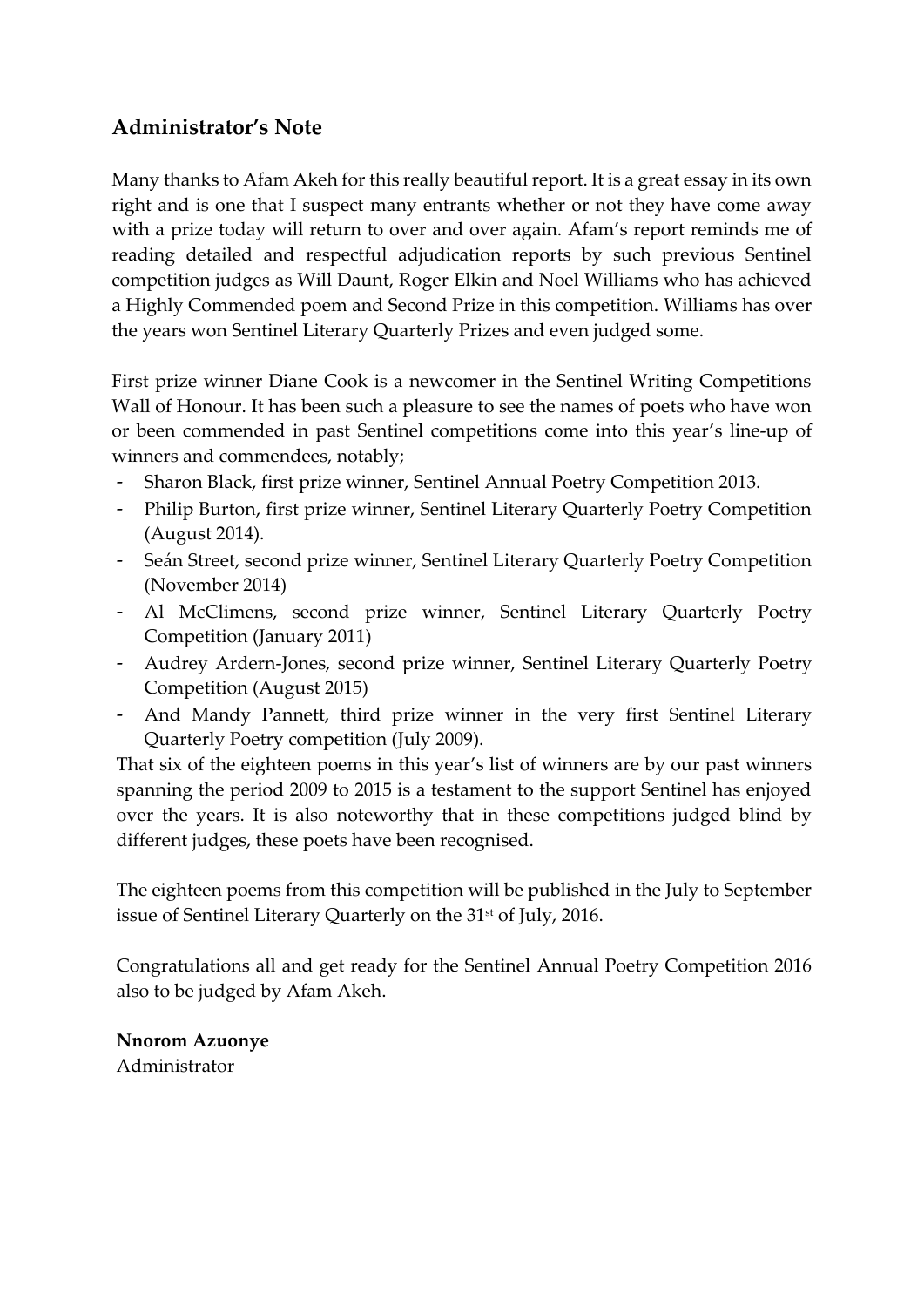## Administrator's Note

Many thanks to Afam Akeh for this really beautiful report. It is a great essay in its own right and is one that I suspect many entrants whether or not they have come away with a prize today will return to over and over again. Afam's report reminds me of reading detailed and respectful adjudication reports by such previous Sentinel competition judges as Will Daunt, Roger Elkin and Noel Williams who has achieved a Highly Commended poem and Second Prize in this competition. Williams has over the years won Sentinel Literary Quarterly Prizes and even judged some.

First prize winner Diane Cook is a newcomer in the Sentinel Writing Competitions Wall of Honour. It has been such a pleasure to see the names of poets who have won or been commended in past Sentinel competitions come into this year's line-up of winners and commendees, notably;

- Sharon Black, first prize winner, Sentinel Annual Poetry Competition 2013.
- Philip Burton, first prize winner, Sentinel Literary Quarterly Poetry Competition (August 2014).
- Seán Street, second prize winner, Sentinel Literary Quarterly Poetry Competition (November 2014)
- Al McClimens, second prize winner, Sentinel Literary Quarterly Poetry Competition (January 2011)
- Audrey Ardern-Jones, second prize winner, Sentinel Literary Quarterly Poetry Competition (August 2015)
- And Mandy Pannett, third prize winner in the very first Sentinel Literary Quarterly Poetry competition (July 2009).

That six of the eighteen poems in this year's list of winners are by our past winners spanning the period 2009 to 2015 is a testament to the support Sentinel has enjoyed over the years. It is also noteworthy that in these competitions judged blind by different judges, these poets have been recognised.

The eighteen poems from this competition will be published in the July to September issue of Sentinel Literary Quarterly on the 31st of July, 2016.

Congratulations all and get ready for the Sentinel Annual Poetry Competition 2016 also to be judged by Afam Akeh.

**Nnorom Azuonye**
Administrator